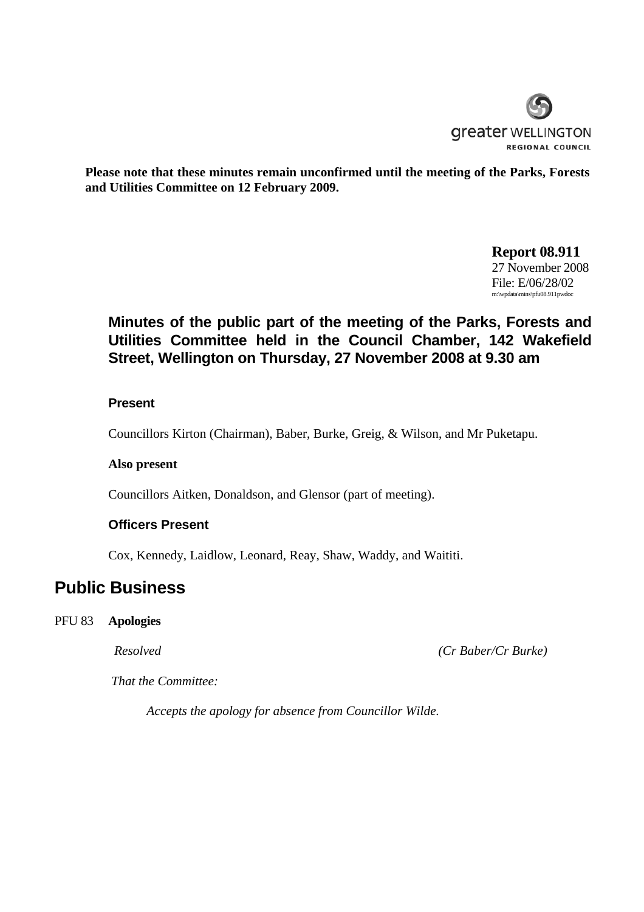greater WELLINGTON
REGIONAL COUNCIL

**Please note that these minutes remain unconfirmed until the meeting of the Parks, Forests and Utilities Committee on 12 February 2009.**

**Report 08.911**
27 November 2008
File: E/06/28/02
m:\wpdata\mins\pfu08.911pwdoc

## Minutes of the public part of the meeting of the Parks, Forests and Utilities Committee held in the Council Chamber, 142 Wakefield Street, Wellington on Thursday, 27 November 2008 at 9.30 am

### Present

Councillors Kirton (Chairman), Baber, Burke, Greig, & Wilson, and Mr Puketapu.

**Also present**

Councillors Aitken, Donaldson, and Glensor (part of meeting).

### Officers Present

Cox, Kennedy, Laidlow, Leonard, Reay, Shaw, Waddy, and Waititi.

# Public Business

PFU 83 **Apologies**

*Resolved* *(Cr Baber/Cr Burke)*

*That the Committee:*

*Accepts the apology for absence from Councillor Wilde.*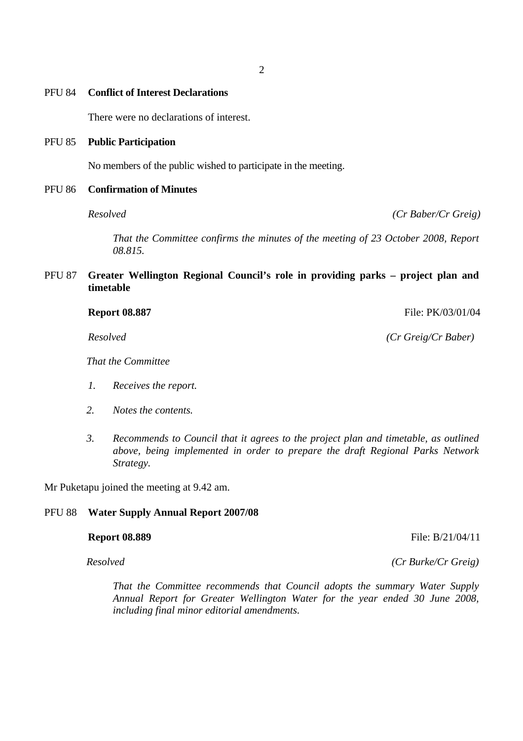PFU 84 **Conflict of Interest Declarations**

There were no declarations of interest.

PFU 85 **Public Participation**

No members of the public wished to participate in the meeting.

PFU 86 **Confirmation of Minutes**

*Resolved* *(Cr Baber/Cr Greig)*

*That the Committee confirms the minutes of the meeting of 23 October 2008, Report 08.815.*

PFU 87 **Greater Wellington Regional Council's role in providing parks – project plan and timetable**

**Report 08.887** File: PK/03/01/04

*Resolved* *(Cr Greig/Cr Baber)*

*That the Committee*

1. *Receives the report.*
2. *Notes the contents.*
3. *Recommends to Council that it agrees to the project plan and timetable, as outlined above, being implemented in order to prepare the draft Regional Parks Network Strategy.*

Mr Puketapu joined the meeting at 9.42 am.

PFU 88 **Water Supply Annual Report 2007/08**

**Report 08.889** File: B/21/04/11

*Resolved* *(Cr Burke/Cr Greig)*

*That the Committee recommends that Council adopts the summary Water Supply Annual Report for Greater Wellington Water for the year ended 30 June 2008, including final minor editorial amendments.*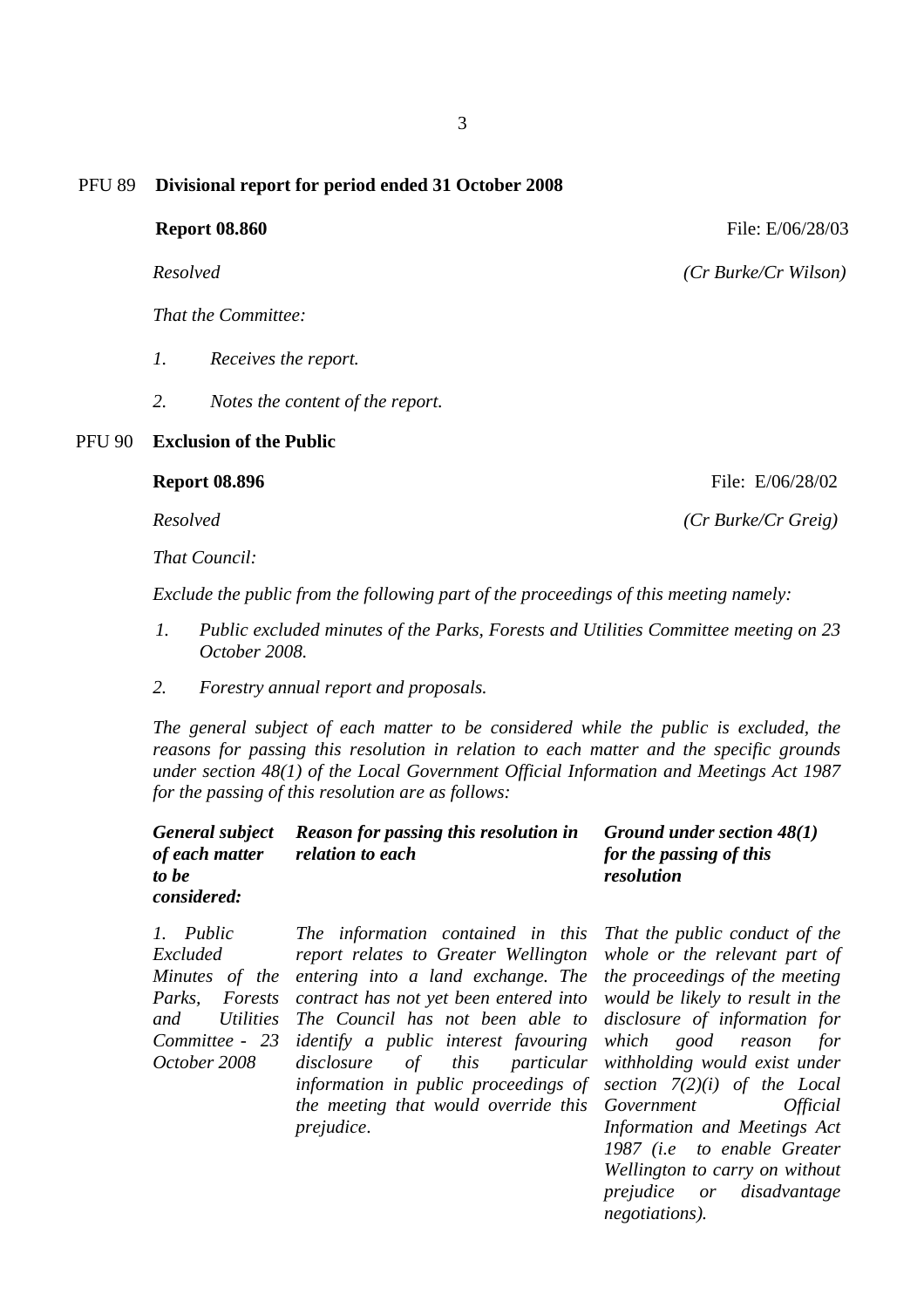PFU 89 **Divisional report for period ended 31 October 2008**

**Report 08.860** File: E/06/28/03

*Resolved* *(Cr Burke/Cr Wilson)*

*That the Committee:*

1. *Receives the report.*
2. *Notes the content of the report.*

PFU 90 **Exclusion of the Public**

**Report 08.896** File: E/06/28/02

*Resolved* *(Cr Burke/Cr Greig)*

*That Council:*

*Exclude the public from the following part of the proceedings of this meeting namely:*

1. *Public excluded minutes of the Parks, Forests and Utilities Committee meeting on 23 October 2008.*
2. *Forestry annual report and proposals.*

*The general subject of each matter to be considered while the public is excluded, the reasons for passing this resolution in relation to each matter and the specific grounds under section 48(1) of the Local Government Official Information and Meetings Act 1987 for the passing of this resolution are as follows:*

| ***General subject of each matter to be considered:*** | ***Reason for passing this resolution in relation to each*** | ***Ground under section 48(1) for the passing of this resolution*** |
|---|---|---|
| *1. Public Excluded Minutes of the Parks, Forests and Utilities Committee - 23 October 2008* | *The information contained in this report relates to Greater Wellington entering into a land exchange. The contract has not yet been entered into The Council has not been able to identify a public interest favouring disclosure of this particular information in public proceedings of the meeting that would override this prejudice.* | *That the public conduct of the whole or the relevant part of the proceedings of the meeting would be likely to result in the disclosure of information for which good reason for withholding would exist under section 7(2)(i) of the Local Government Official Information and Meetings Act 1987 (i.e to enable Greater Wellington to carry on without prejudice or disadvantage negotiations).* |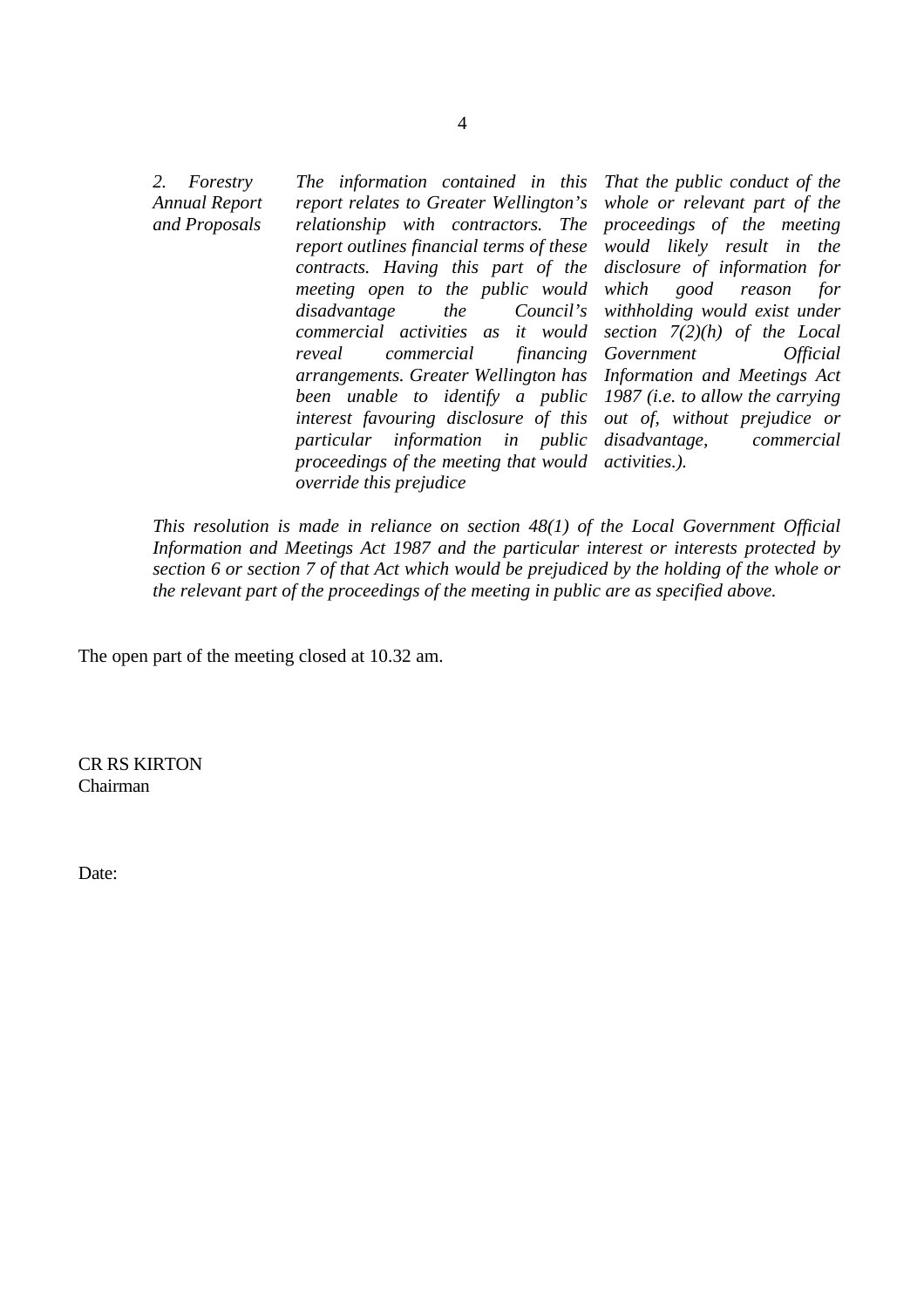| | | |
|---|---|---|
| *2. Forestry Annual Report and Proposals* | *The information contained in this report relates to Greater Wellington's relationship with contractors. The report outlines financial terms of these contracts. Having this part of the meeting open to the public would disadvantage the Council's commercial activities as it would reveal commercial financing arrangements. Greater Wellington has been unable to identify a public interest favouring disclosure of this particular information in public proceedings of the meeting that would override this prejudice* | *That the public conduct of the whole or relevant part of the proceedings of the meeting would likely result in the disclosure of information for which good reason for withholding would exist under section 7(2)(h) of the Local Government Official Information and Meetings Act 1987 (i.e. to allow the carrying out of, without prejudice or disadvantage, commercial activities.).* |

*This resolution is made in reliance on section 48(1) of the Local Government Official Information and Meetings Act 1987 and the particular interest or interests protected by section 6 or section 7 of that Act which would be prejudiced by the holding of the whole or the relevant part of the proceedings of the meeting in public are as specified above.*

The open part of the meeting closed at 10.32 am.

CR RS KIRTON
Chairman

Date: